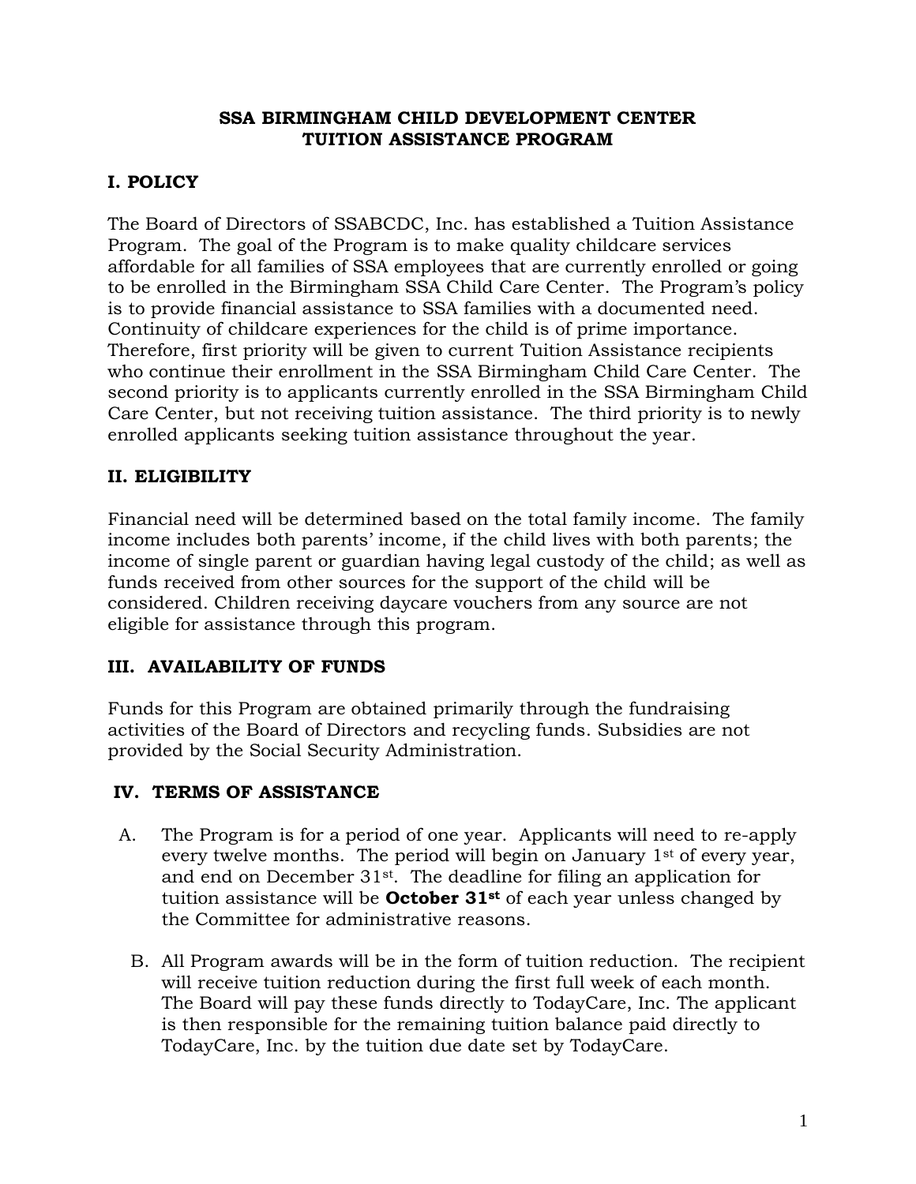# SSA BIRMINGHAM CHILD DEVELOPMENT CENTER
# TUITION ASSISTANCE PROGRAM

## I. POLICY

The Board of Directors of SSABCDC, Inc. has established a Tuition Assistance Program. The goal of the Program is to make quality childcare services affordable for all families of SSA employees that are currently enrolled or going to be enrolled in the Birmingham SSA Child Care Center. The Program's policy is to provide financial assistance to SSA families with a documented need. Continuity of childcare experiences for the child is of prime importance. Therefore, first priority will be given to current Tuition Assistance recipients who continue their enrollment in the SSA Birmingham Child Care Center. The second priority is to applicants currently enrolled in the SSA Birmingham Child Care Center, but not receiving tuition assistance. The third priority is to newly enrolled applicants seeking tuition assistance throughout the year.

## II. ELIGIBILITY

Financial need will be determined based on the total family income. The family income includes both parents' income, if the child lives with both parents; the income of single parent or guardian having legal custody of the child; as well as funds received from other sources for the support of the child will be considered. Children receiving daycare vouchers from any source are not eligible for assistance through this program.

## III. AVAILABILITY OF FUNDS

Funds for this Program are obtained primarily through the fundraising activities of the Board of Directors and recycling funds. Subsidies are not provided by the Social Security Administration.

## IV. TERMS OF ASSISTANCE

A. The Program is for a period of one year. Applicants will need to re-apply every twelve months. The period will begin on January 1st of every year, and end on December 31st. The deadline for filing an application for tuition assistance will be **October 31st** of each year unless changed by the Committee for administrative reasons.

B. All Program awards will be in the form of tuition reduction. The recipient will receive tuition reduction during the first full week of each month. The Board will pay these funds directly to TodayCare, Inc. The applicant is then responsible for the remaining tuition balance paid directly to TodayCare, Inc. by the tuition due date set by TodayCare.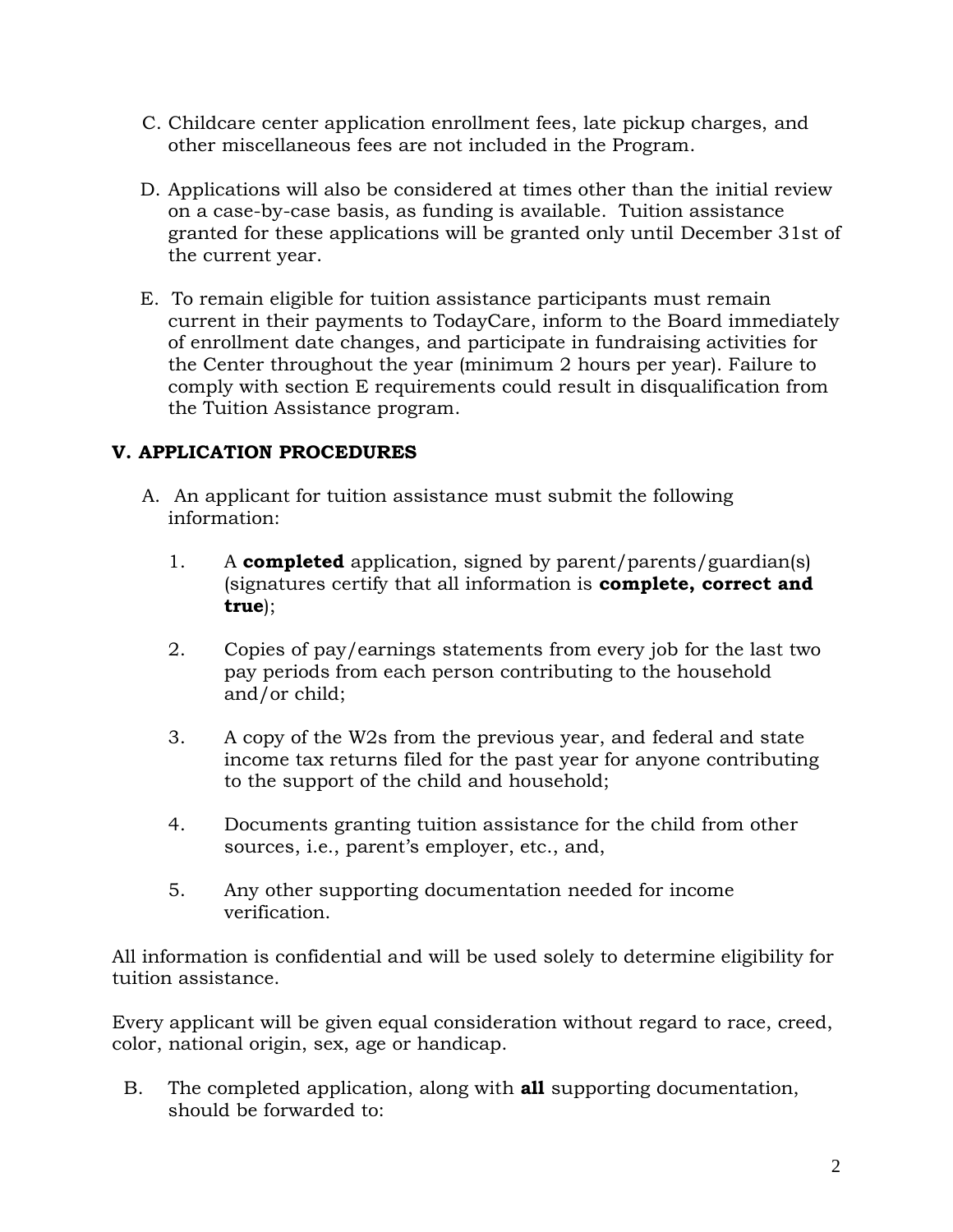C. Childcare center application enrollment fees, late pickup charges, and other miscellaneous fees are not included in the Program.

D. Applications will also be considered at times other than the initial review on a case-by-case basis, as funding is available. Tuition assistance granted for these applications will be granted only until December 31st of the current year.

E. To remain eligible for tuition assistance participants must remain current in their payments to TodayCare, inform to the Board immediately of enrollment date changes, and participate in fundraising activities for the Center throughout the year (minimum 2 hours per year). Failure to comply with section E requirements could result in disqualification from the Tuition Assistance program.

## V. APPLICATION PROCEDURES

A. An applicant for tuition assistance must submit the following information:

1. A **completed** application, signed by parent/parents/guardian(s) (signatures certify that all information is **complete, correct and true**);

2. Copies of pay/earnings statements from every job for the last two pay periods from each person contributing to the household and/or child;

3. A copy of the W2s from the previous year, and federal and state income tax returns filed for the past year for anyone contributing to the support of the child and household;

4. Documents granting tuition assistance for the child from other sources, i.e., parent's employer, etc., and,

5. Any other supporting documentation needed for income verification.

All information is confidential and will be used solely to determine eligibility for tuition assistance.

Every applicant will be given equal consideration without regard to race, creed, color, national origin, sex, age or handicap.

B. The completed application, along with **all** supporting documentation, should be forwarded to: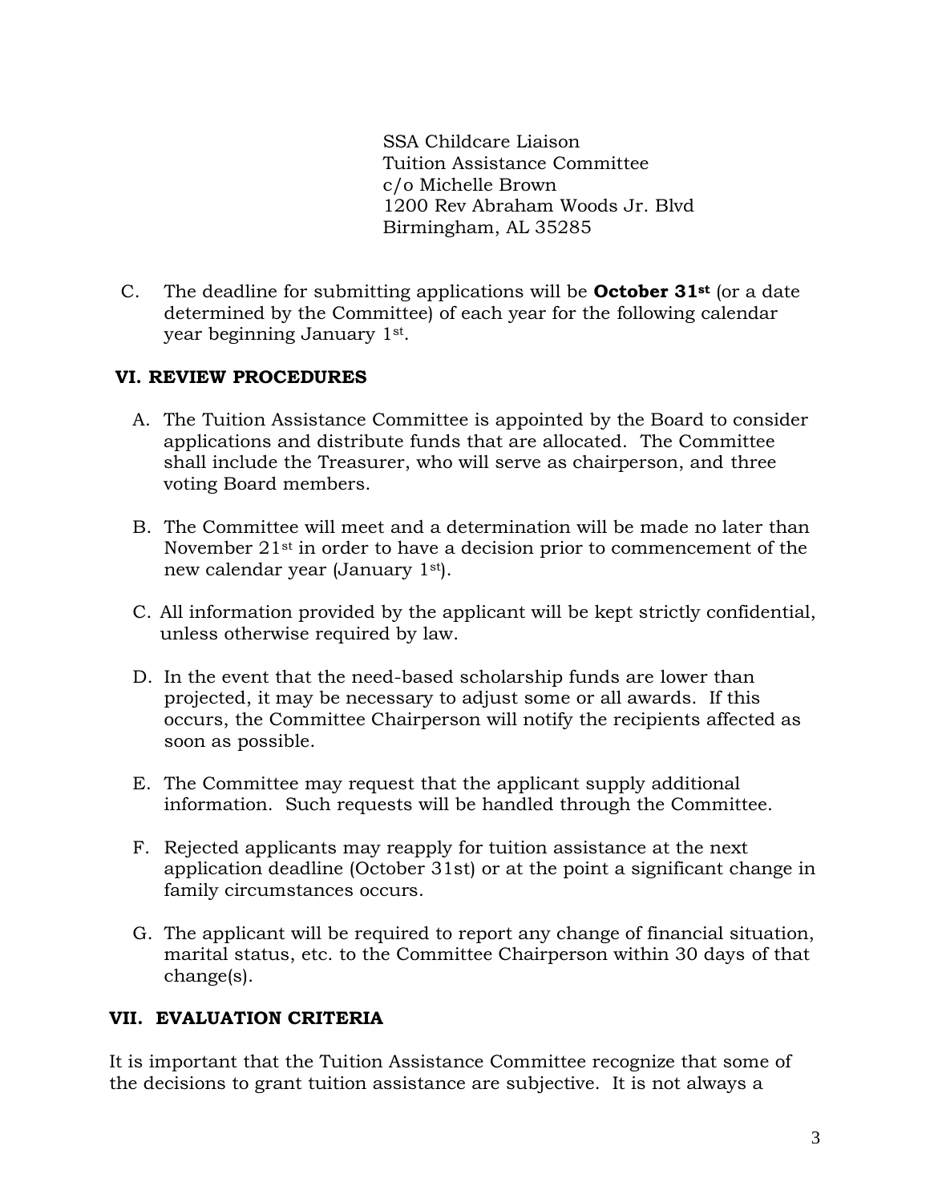SSA Childcare Liaison
Tuition Assistance Committee
c/o Michelle Brown
1200 Rev Abraham Woods Jr. Blvd
Birmingham, AL 35285

C. The deadline for submitting applications will be **October 31st** (or a date determined by the Committee) of each year for the following calendar year beginning January 1st.

## VI. REVIEW PROCEDURES

A. The Tuition Assistance Committee is appointed by the Board to consider applications and distribute funds that are allocated. The Committee shall include the Treasurer, who will serve as chairperson, and three voting Board members.

B. The Committee will meet and a determination will be made no later than November 21st in order to have a decision prior to commencement of the new calendar year (January 1st).

C. All information provided by the applicant will be kept strictly confidential, unless otherwise required by law.

D. In the event that the need-based scholarship funds are lower than projected, it may be necessary to adjust some or all awards. If this occurs, the Committee Chairperson will notify the recipients affected as soon as possible.

E. The Committee may request that the applicant supply additional information. Such requests will be handled through the Committee.

F. Rejected applicants may reapply for tuition assistance at the next application deadline (October 31st) or at the point a significant change in family circumstances occurs.

G. The applicant will be required to report any change of financial situation, marital status, etc. to the Committee Chairperson within 30 days of that change(s).

## VII. EVALUATION CRITERIA

It is important that the Tuition Assistance Committee recognize that some of the decisions to grant tuition assistance are subjective. It is not always a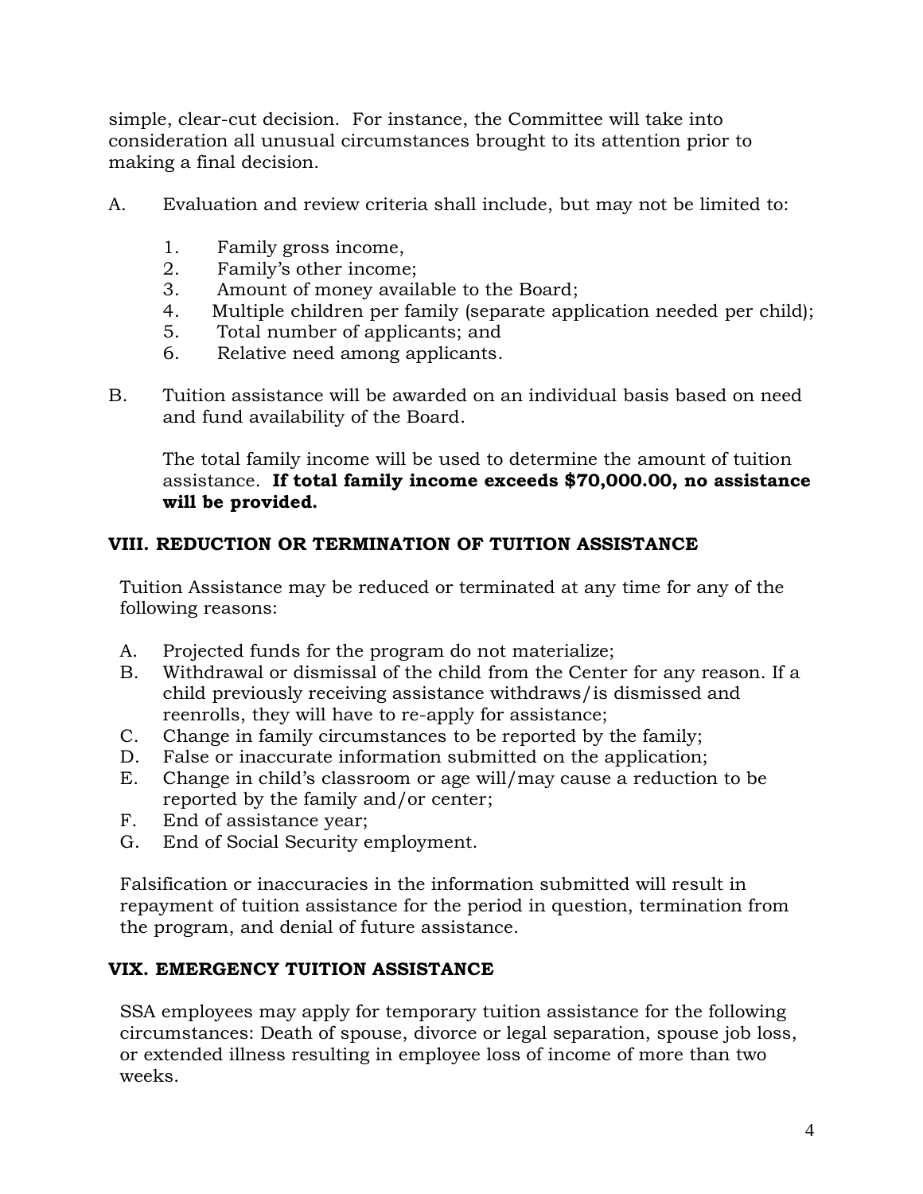simple, clear-cut decision. For instance, the Committee will take into consideration all unusual circumstances brought to its attention prior to making a final decision.

A. Evaluation and review criteria shall include, but may not be limited to:

   1. Family gross income,
   2. Family's other income;
   3. Amount of money available to the Board;
   4. Multiple children per family (separate application needed per child);
   5. Total number of applicants; and
   6. Relative need among applicants.

B. Tuition assistance will be awarded on an individual basis based on need and fund availability of the Board.

   The total family income will be used to determine the amount of tuition assistance. **If total family income exceeds $70,000.00, no assistance will be provided.**

## VIII. REDUCTION OR TERMINATION OF TUITION ASSISTANCE

Tuition Assistance may be reduced or terminated at any time for any of the following reasons:

A. Projected funds for the program do not materialize;
B. Withdrawal or dismissal of the child from the Center for any reason. If a child previously receiving assistance withdraws/is dismissed and reenrolls, they will have to re-apply for assistance;
C. Change in family circumstances to be reported by the family;
D. False or inaccurate information submitted on the application;
E. Change in child's classroom or age will/may cause a reduction to be reported by the family and/or center;
F. End of assistance year;
G. End of Social Security employment.

Falsification or inaccuracies in the information submitted will result in repayment of tuition assistance for the period in question, termination from the program, and denial of future assistance.

## VIX. EMERGENCY TUITION ASSISTANCE

SSA employees may apply for temporary tuition assistance for the following circumstances: Death of spouse, divorce or legal separation, spouse job loss, or extended illness resulting in employee loss of income of more than two weeks.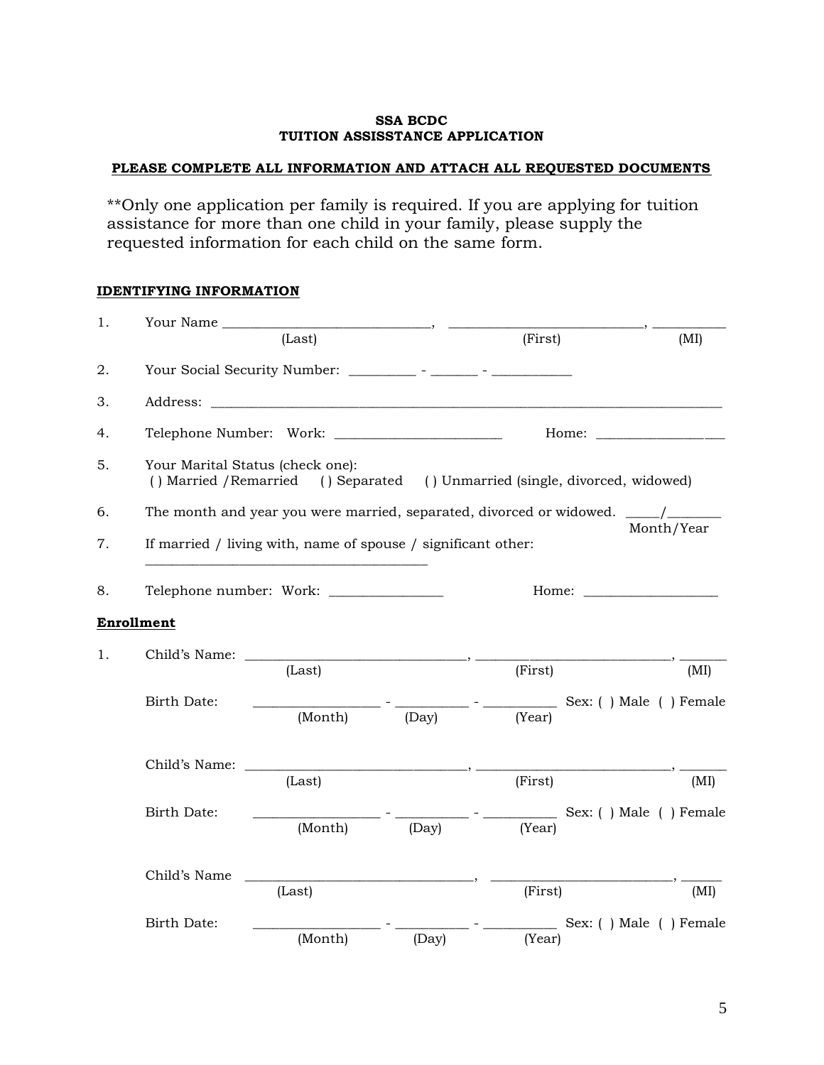**SSA BCDC**
**TUITION ASSISSTANCE APPLICATION**

**PLEASE COMPLETE ALL INFORMATION AND ATTACH ALL REQUESTED DOCUMENTS**

**Only one application per family is required. If you are applying for tuition assistance for more than one child in your family, please supply the requested information for each child on the same form.

**IDENTIFYING INFORMATION**

1. Your Name ______________________________, ____________________________, ___________
   (Last) (First) (MI)

2. Your Social Security Number: __________ - _______ - ____________

3. Address: ______________________________________________________________________________

4. Telephone Number: Work: _________________________ Home: ___________________

5. Your Marital Status (check one):
   ( ) Married /Remarried ( ) Separated ( ) Unmarried (single, divorced, widowed)

6. The month and year you were married, separated, divorced or widowed. _____/________
   Month/Year

7. If married / living with, name of spouse / significant other:
   ________________________________________

8. Telephone number: Work: ________________ Home: ___________________

**Enrollment**

1. Child's Name: ________________________________, ____________________________, _______
   (Last) (First) (MI)

   Birth Date: __________________ - ___________ - ___________ Sex: ( ) Male ( ) Female
   (Month) (Day) (Year)

   Child's Name: ________________________________, ____________________________, _______
   (Last) (First) (MI)

   Birth Date: __________________ - ___________ - ___________ Sex: ( ) Male ( ) Female
   (Month) (Day) (Year)

   Child's Name ________________________________, __________________________, ______
   (Last) (First) (MI)

   Birth Date: __________________ - ___________ - ___________ Sex: ( ) Male ( ) Female
   (Month) (Day) (Year)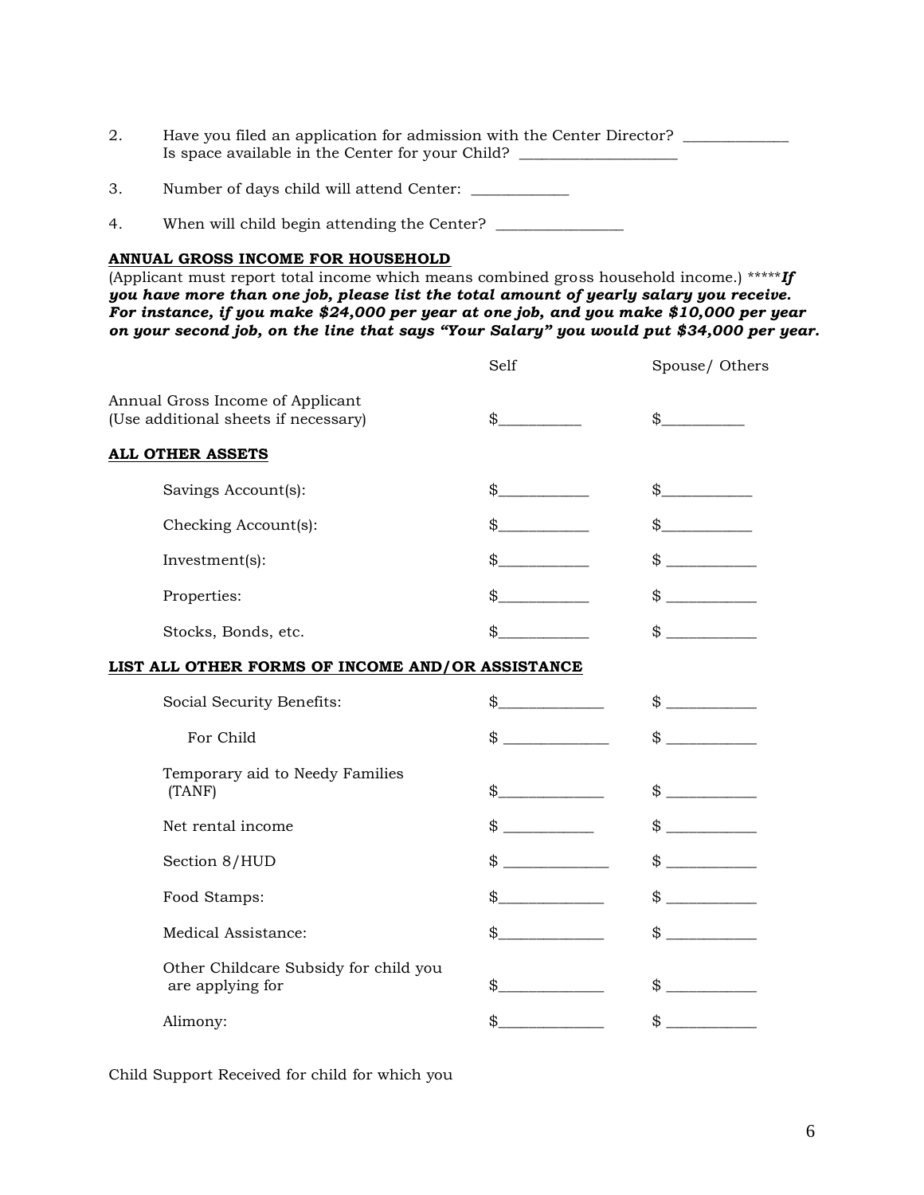2. Have you filed an application for admission with the Center Director? _____________
   Is space available in the Center for your Child? ____________________

3. Number of days child will attend Center: ____________

4. When will child begin attending the Center? ________________

**ANNUAL GROSS INCOME FOR HOUSEHOLD**

(Applicant must report total income which means combined gross household income.) *****_**If you have more than one job, please list the total amount of yearly salary you receive. For instance, if you make $24,000 per year at one job, and you make $10,000 per year on your second job, on the line that says "Your Salary" you would put $34,000 per year.**_

| | Self | Spouse/ Others |
|---|---|---|
| Annual Gross Income of Applicant (Use additional sheets if necessary) | $__________ | $__________ |
| **ALL OTHER ASSETS** | | |
| Savings Account(s): | $___________ | $___________ |
| Checking Account(s): | $___________ | $___________ |
| Investment(s): | $___________ | $ ___________ |
| Properties: | $___________ | $ ___________ |
| Stocks, Bonds, etc. | $___________ | $ ___________ |
| **LIST ALL OTHER FORMS OF INCOME AND/OR ASSISTANCE** | | |
| Social Security Benefits: | $_____________ | $ ___________ |
| For Child | $ _____________ | $ ___________ |
| Temporary aid to Needy Families (TANF) | $_____________ | $ ___________ |
| Net rental income | $ ___________ | $ ___________ |
| Section 8/HUD | $ _____________ | $ ___________ |
| Food Stamps: | $_____________ | $ ___________ |
| Medical Assistance: | $_____________ | $ ___________ |
| Other Childcare Subsidy for child you are applying for | $_____________ | $ ___________ |
| Alimony: | $_____________ | $ ___________ |

Child Support Received for child for which you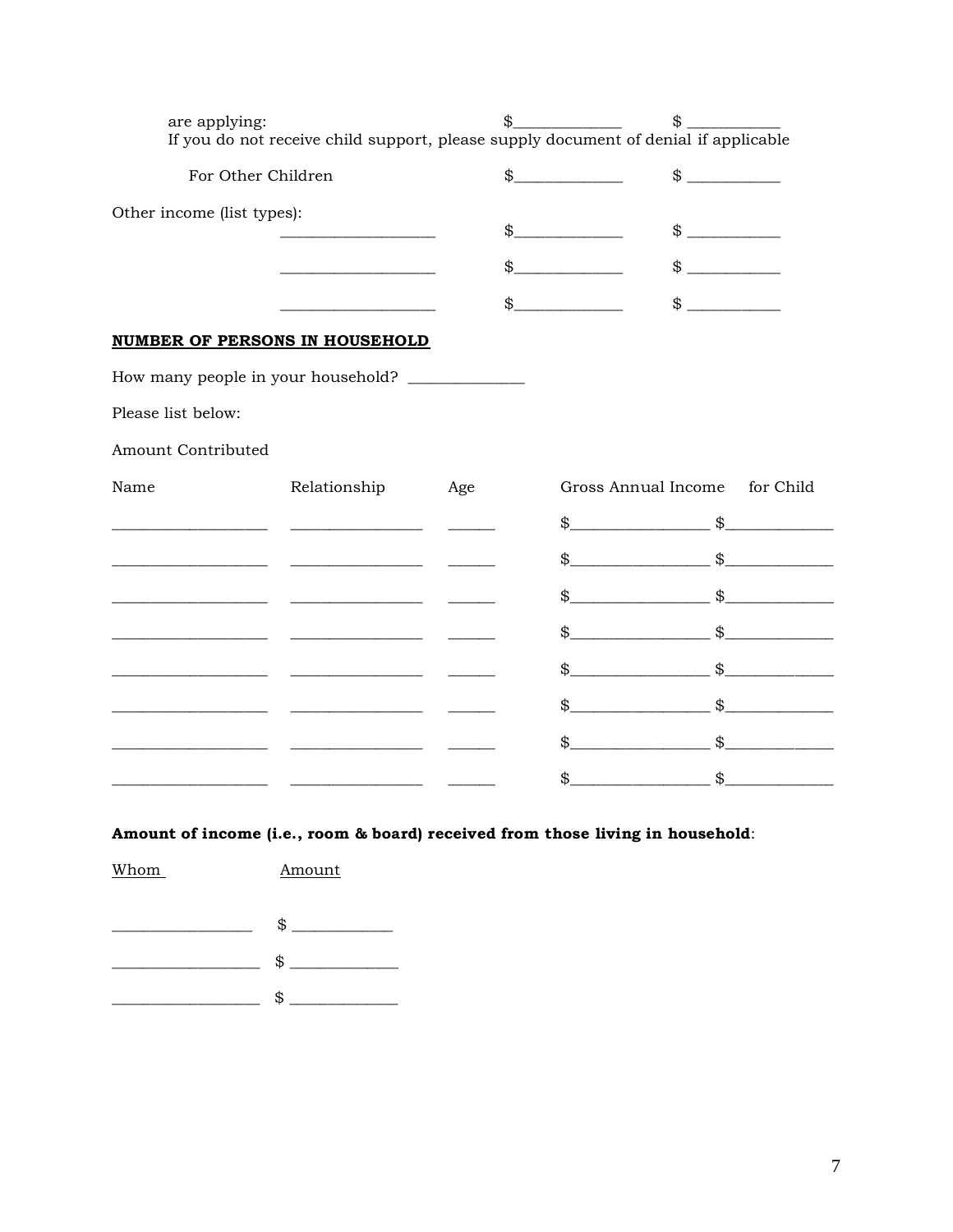are applying: $\_\_\_\_\_\_\_\_\_\_\_\_\_ $ \_\_\_\_\_\_\_\_\_\_\_
If you do not receive child support, please supply document of denial if applicable

For Other Children $\_\_\_\_\_\_\_\_\_\_\_\_\_ $ \_\_\_\_\_\_\_\_\_\_\_

Other income (list types):

| | | |
|---|---|---|
| \_\_\_\_\_\_\_\_\_\_\_\_\_\_\_\_\_\_ | $\_\_\_\_\_\_\_\_\_\_\_\_\_ | $ \_\_\_\_\_\_\_\_\_\_\_ |
| \_\_\_\_\_\_\_\_\_\_\_\_\_\_\_\_\_\_ | $\_\_\_\_\_\_\_\_\_\_\_\_\_ | $ \_\_\_\_\_\_\_\_\_\_\_ |
| \_\_\_\_\_\_\_\_\_\_\_\_\_\_\_\_\_\_ | $\_\_\_\_\_\_\_\_\_\_\_\_\_ | $ \_\_\_\_\_\_\_\_\_\_\_ |

**NUMBER OF PERSONS IN HOUSEHOLD**

How many people in your household? \_\_\_\_\_\_\_\_\_\_\_\_\_\_

Please list below:

Amount Contributed

| Name | Relationship | Age | Gross Annual Income | for Child |
|---|---|---|---|---|
| | | | $ | $ |
| | | | $ | $ |
| | | | $ | $ |
| | | | $ | $ |
| | | | $ | $ |
| | | | $ | $ |
| | | | $ | $ |
| | | | $ | $ |

**Amount of income (i.e., room & board) received from those living in household**:

| Whom | Amount |
|---|---|
| | $ |
| | $ |
| | $ |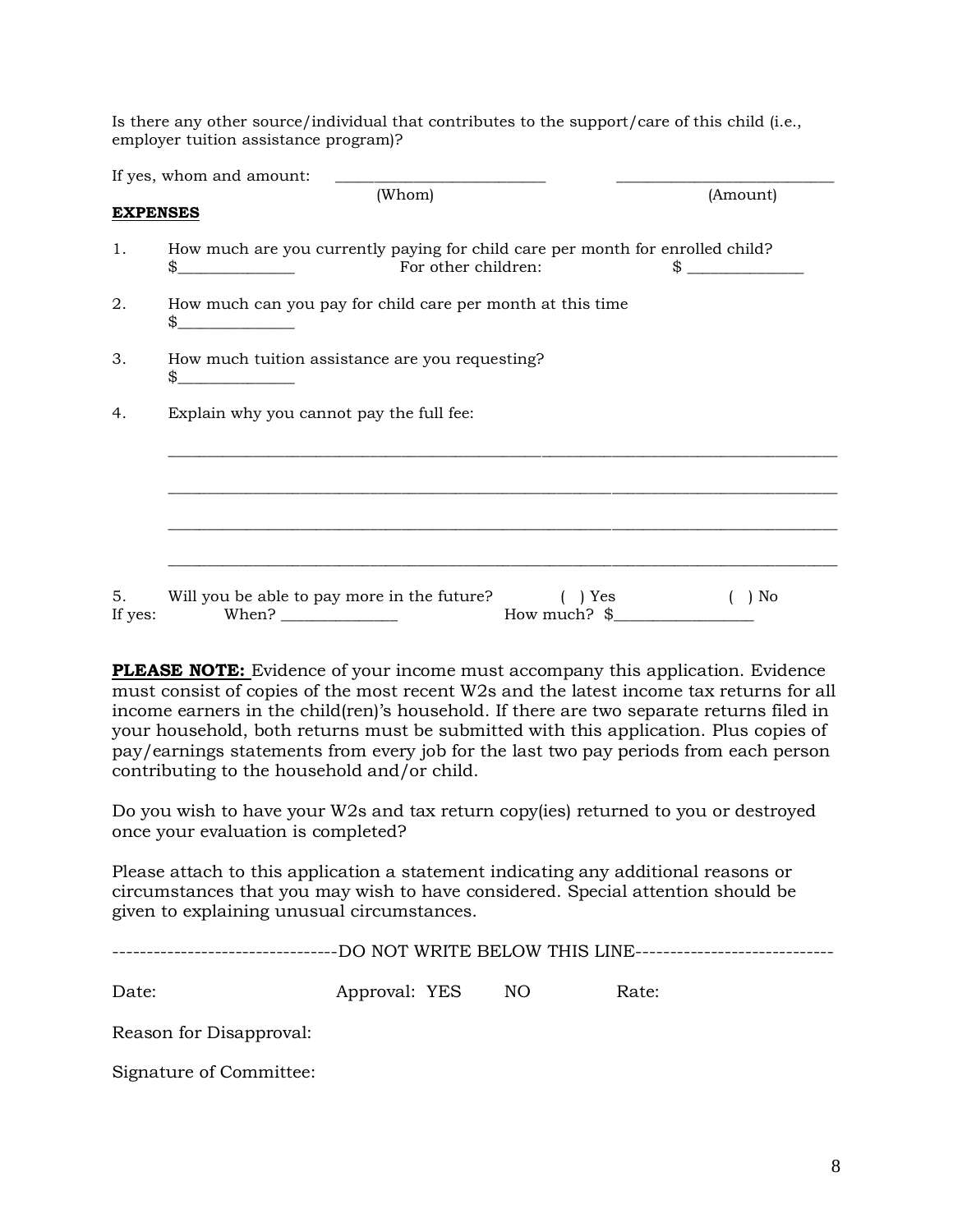Is there any other source/individual that contributes to the support/care of this child (i.e., employer tuition assistance program)?

If yes, whom and amount: ___________________________ ___________________________
(Whom) (Amount)

**EXPENSES**

1. How much are you currently paying for child care per month for enrolled child?
   $_______________ For other children: $ _______________

2. How much can you pay for child care per month at this time
   $_______________

3. How much tuition assistance are you requesting?
   $_______________

4. Explain why you cannot pay the full fee:

   ______________________________________________________________________________

   ______________________________________________________________________________

   ______________________________________________________________________________

   ______________________________________________________________________________

5. Will you be able to pay more in the future? ( ) Yes ( ) No
If yes: When? _______________ How much? $__________________

**PLEASE NOTE:** Evidence of your income must accompany this application. Evidence must consist of copies of the most recent W2s and the latest income tax returns for all income earners in the child(ren)'s household. If there are two separate returns filed in your household, both returns must be submitted with this application. Plus copies of pay/earnings statements from every job for the last two pay periods from each person contributing to the household and/or child.

Do you wish to have your W2s and tax return copy(ies) returned to you or destroyed once your evaluation is completed?

Please attach to this application a statement indicating any additional reasons or circumstances that you may wish to have considered. Special attention should be given to explaining unusual circumstances.

---------------------------------DO NOT WRITE BELOW THIS LINE-----------------------------

Date: Approval: YES NO Rate:

Reason for Disapproval:

Signature of Committee: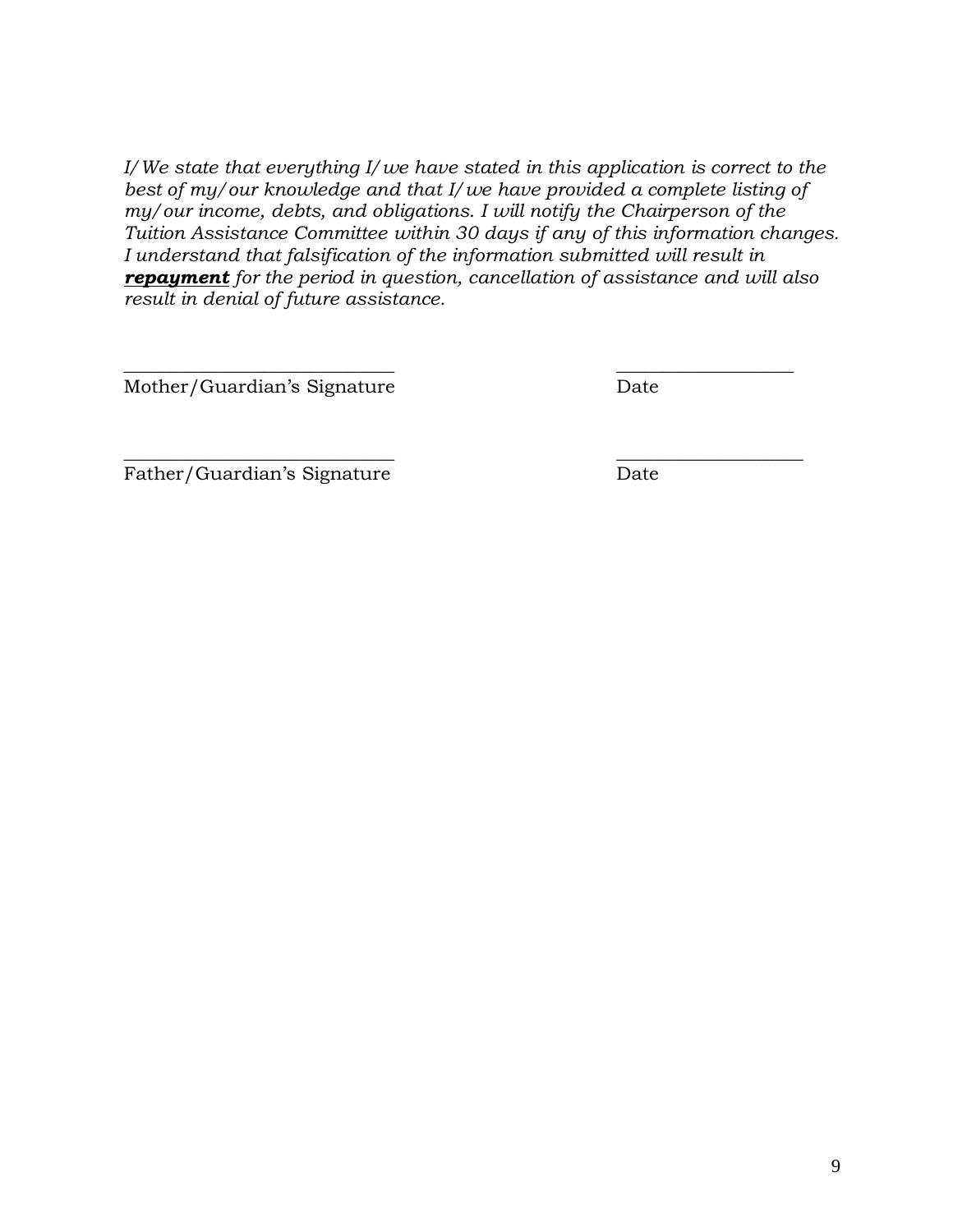*I/We state that everything I/we have stated in this application is correct to the best of my/our knowledge and that I/we have provided a complete listing of my/our income, debts, and obligations. I will notify the Chairperson of the Tuition Assistance Committee within 30 days if any of this information changes. I understand that falsification of the information submitted will result in **<u>repayment</u>** for the period in question, cancellation of assistance and will also result in denial of future assistance.*

\_\_\_\_\_\_\_\_\_\_\_\_\_\_\_\_\_\_\_\_\_\_\_\_\_\_\_\_\_\_ \_\_\_\_\_\_\_\_\_\_\_\_\_\_\_\_\_\_\_\_
Mother/Guardian's Signature Date

\_\_\_\_\_\_\_\_\_\_\_\_\_\_\_\_\_\_\_\_\_\_\_\_\_\_\_\_\_\_ \_\_\_\_\_\_\_\_\_\_\_\_\_\_\_\_\_\_\_\_
Father/Guardian's Signature Date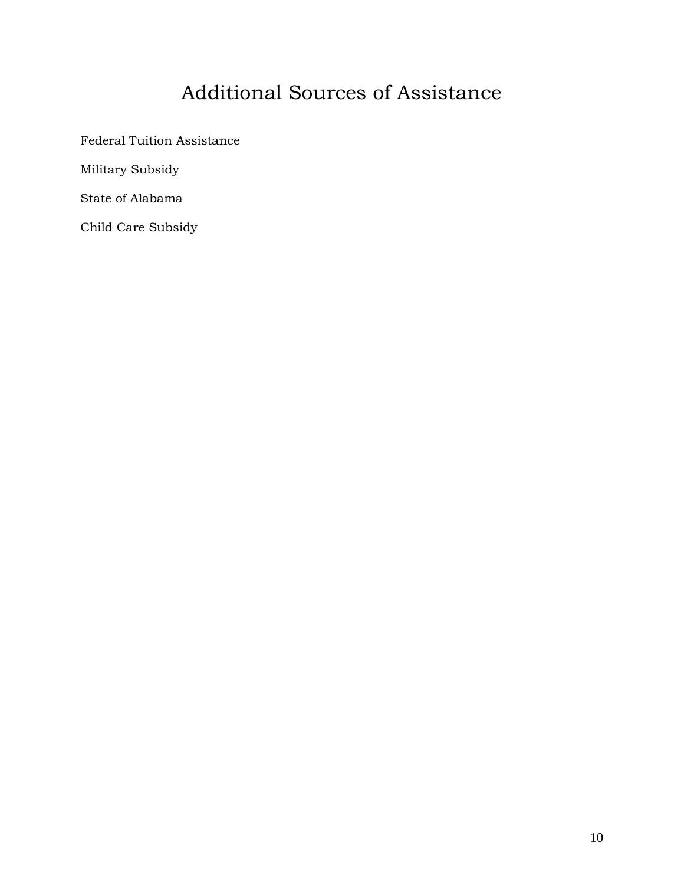# Additional Sources of Assistance

Federal Tuition Assistance

Military Subsidy

State of Alabama

Child Care Subsidy